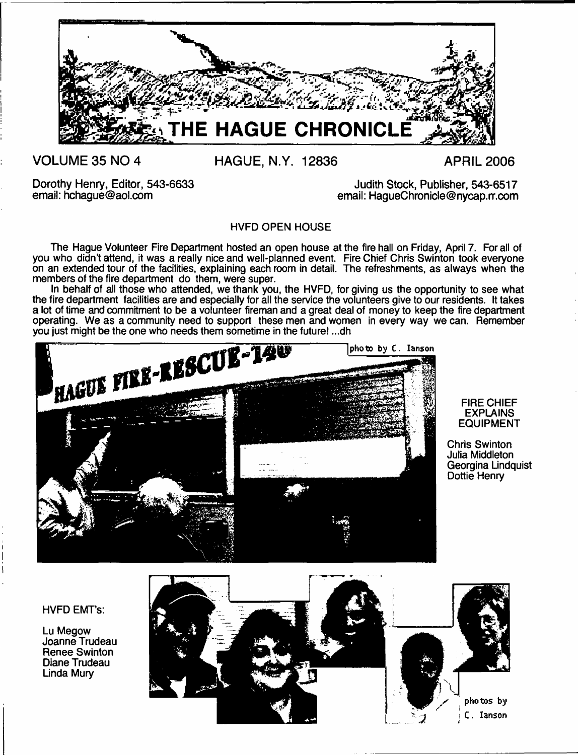# THE HAGUE CHRONICLE

VOLUME 35 NO 4 HAGUE, N.Y. 12836 APRIL 2006

Dorothy Henry, Editor, 543-6633
email: hchague@aol.com

Judith Stock, Publisher, 543-6517
email: HagueChronicle@nycap.rr.com

## HVFD OPEN HOUSE

The Hague Volunteer Fire Department hosted an open house at the fire hall on Friday, April 7. For all of you who didn't attend, it was a really nice and well-planned event. Fire Chief Chris Swinton took everyone on an extended tour of the facilities, explaining each room in detail. The refreshments, as always when the members of the fire department do them, were super.

In behalf of all those who attended, we thank you, the HVFD, for giving us the opportunity to see what the fire department facilities are and especially for all the service the volunteers give to our residents. It takes a lot of time and commitment to be a volunteer fireman and a great deal of money to keep the fire department operating. We as a community need to support these men and women in every way we can. Remember you just might be the one who needs them sometime in the future! ...dh

photo by C. Ianson

FIRE CHIEF EXPLAINS EQUIPMENT

Chris Swinton
Julia Middleton
Georgina Lindquist
Dottie Henry

HVFD EMT's:

Lu Megow
Joanne Trudeau
Renee Swinton
Diane Trudeau
Linda Mury

photos by C. Ianson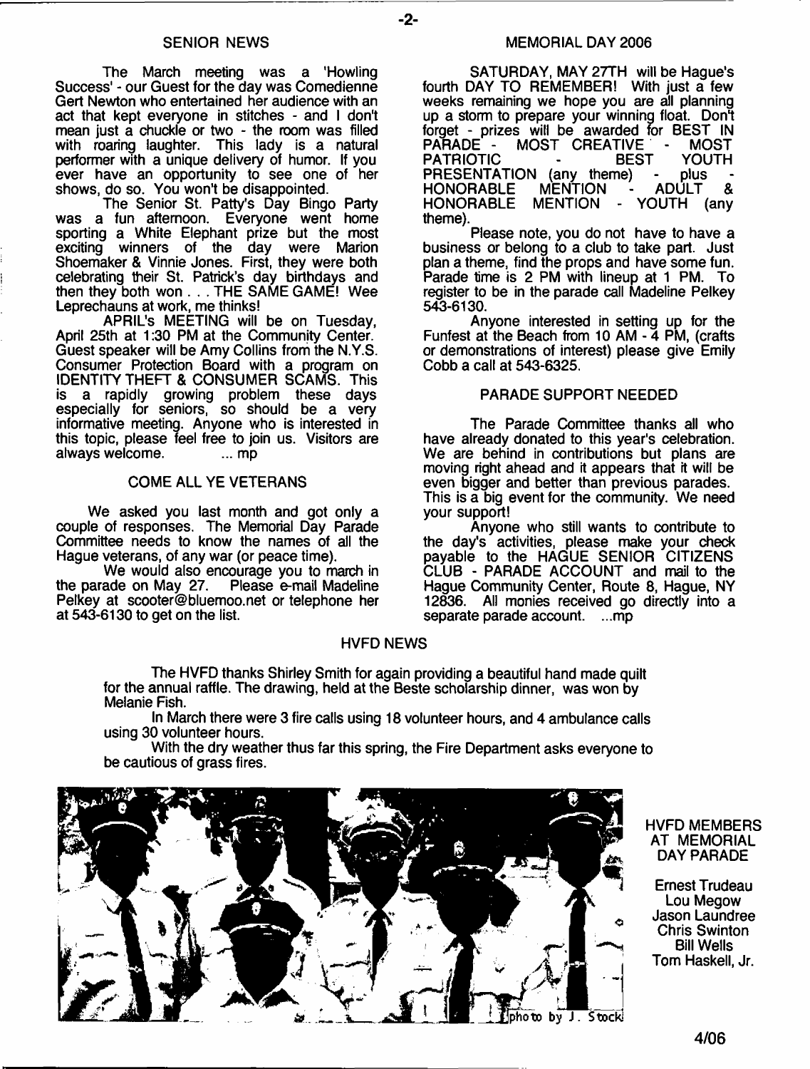## SENIOR NEWS

The March meeting was a 'Howling Success' - our Guest for the day was Comedienne Gert Newton who entertained her audience with an act that kept everyone in stitches - and I don't mean just a chuckle or two - the room was filled with roaring laughter. This lady is a natural performer with a unique delivery of humor. If you ever have an opportunity to see one of her shows, do so. You won't be disappointed.

The Senior St. Patty's Day Bingo Party was a fun afternoon. Everyone went home sporting a White Elephant prize but the most exciting winners of the day were Marion Shoemaker & Vinnie Jones. First, they were both celebrating their St. Patrick's day birthdays and then they both won . . . THE SAME GAME! Wee Leprechauns at work, me thinks!

APRIL's MEETING will be on Tuesday, April 25th at 1:30 PM at the Community Center. Guest speaker will be Amy Collins from the N.Y.S. Consumer Protection Board with a program on IDENTITY THEFT & CONSUMER SCAMS. This is a rapidly growing problem these days especially for seniors, so should be a very informative meeting. Anyone who is interested in this topic, please feel free to join us. Visitors are always welcome. ... mp

## COME ALL YE VETERANS

We asked you last month and got only a couple of responses. The Memorial Day Parade Committee needs to know the names of all the Hague veterans, of any war (or peace time).

We would also encourage you to march in the parade on May 27. Please e-mail Madeline Pelkey at scooter@bluemoo.net or telephone her at 543-6130 to get on the list.

## MEMORIAL DAY 2006

SATURDAY, MAY 27TH will be Hague's fourth DAY TO REMEMBER! With just a few weeks remaining we hope you are all planning up a storm to prepare your winning float. Don't forget - prizes will be awarded for BEST IN PARADE - MOST CREATIVE - MOST PATRIOTIC - BEST YOUTH PRESENTATION (any theme) - plus - HONORABLE MENTION - ADULT & HONORABLE MENTION - YOUTH (any theme).

Please note, you do not have to have a business or belong to a club to take part. Just plan a theme, find the props and have some fun. Parade time is 2 PM with lineup at 1 PM. To register to be in the parade call Madeline Pelkey 543-6130.

Anyone interested in setting up for the Funfest at the Beach from 10 AM - 4 PM, (crafts or demonstrations of interest) please give Emily Cobb a call at 543-6325.

## PARADE SUPPORT NEEDED

The Parade Committee thanks all who have already donated to this year's celebration. We are behind in contributions but plans are moving right ahead and it appears that it will be even bigger and better than previous parades. This is a big event for the community. We need your support!

Anyone who still wants to contribute to the day's activities, please make your check payable to the HAGUE SENIOR CITIZENS CLUB - PARADE ACCOUNT and mail to the Hague Community Center, Route 8, Hague, NY 12836. All monies received go directly into a separate parade account. ...mp

## HVFD NEWS

The HVFD thanks Shirley Smith for again providing a beautiful hand made quilt for the annual raffle. The drawing, held at the Beste scholarship dinner, was won by Melanie Fish.

In March there were 3 fire calls using 18 volunteer hours, and 4 ambulance calls using 30 volunteer hours.

With the dry weather thus far this spring, the Fire Department asks everyone to be cautious of grass fires.

photo by J. Stock

HVFD MEMBERS AT MEMORIAL DAY PARADE

Ernest Trudeau
Lou Megow
Jason Laundree
Chris Swinton
Bill Wells
Tom Haskell, Jr.

4/06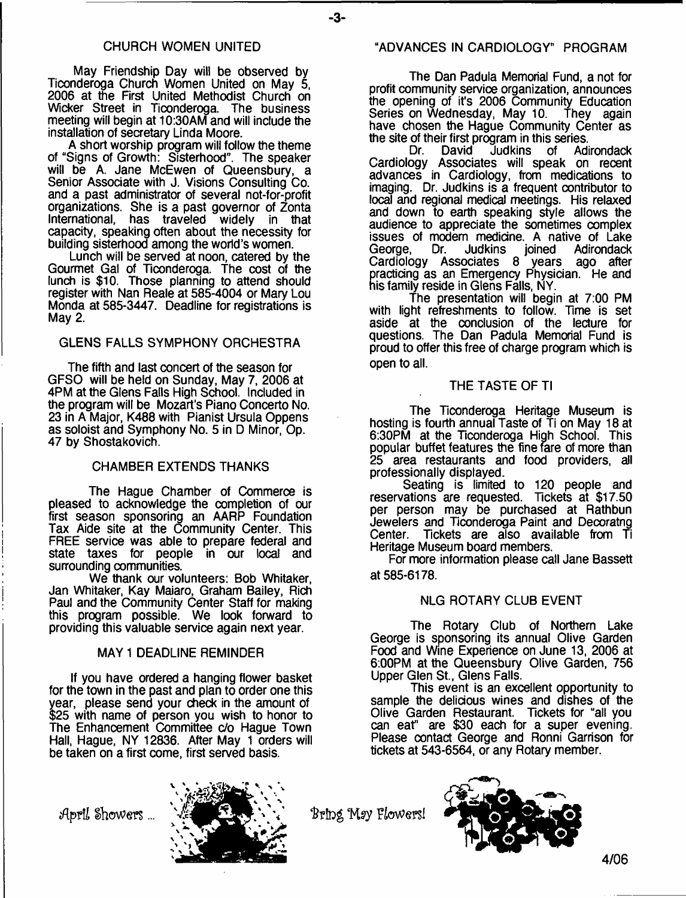## CHURCH WOMEN UNITED

May Friendship Day will be observed by Ticonderoga Church Women United on May 5, 2006 at the First United Methodist Church on Wicker Street in Ticonderoga. The business meeting will begin at 10:30AM and will include the installation of secretary Linda Moore.

A short worship program will follow the theme of "Signs of Growth: Sisterhood". The speaker will be A. Jane McEwen of Queensbury, a Senior Associate with J. Visions Consulting Co. and a past administrator of several not-for-profit organizations. She is a past governor of Zonta International, has traveled widely in that capacity, speaking often about the necessity for building sisterhood among the world's women.

Lunch will be served at noon, catered by the Gourmet Gal of Ticonderoga. The cost of the lunch is $10. Those planning to attend should register with Nan Reale at 585-4004 or Mary Lou Monda at 585-3447. Deadline for registrations is May 2.

## GLENS FALLS SYMPHONY ORCHESTRA

The fifth and last concert of the season for GFSO will be held on Sunday, May 7, 2006 at 4PM at the Glens Falls High School. Included in the program will be Mozart's Piano Concerto No. 23 in A Major, K488 with Pianist Ursula Oppens as soloist and Symphony No. 5 in D Minor, Op. 47 by Shostakovich.

## CHAMBER EXTENDS THANKS

The Hague Chamber of Commerce is pleased to acknowledge the completion of our first season sponsoring an AARP Foundation Tax Aide site at the Community Center. This FREE service was able to prepare federal and state taxes for people in our local and surrounding communities.

We thank our volunteers: Bob Whitaker, Jan Whitaker, Kay Maiaro, Graham Bailey, Rich Paul and the Community Center Staff for making this program possible. We look forward to providing this valuable service again next year.

## MAY 1 DEADLINE REMINDER

If you have ordered a hanging flower basket for the town in the past and plan to order one this year, please send your check in the amount of $25 with name of person you wish to honor to The Enhancement Committee c/o Hague Town Hall, Hague, NY 12836. After May 1 orders will be taken on a first come, first served basis.

## "ADVANCES IN CARDIOLOGY" PROGRAM

The Dan Padula Memorial Fund, a not for profit community service organization, announces the opening of it's 2006 Community Education Series on Wednesday, May 10. They again have chosen the Hague Community Center as the site of their first program in this series.

Dr. David Judkins of Adirondack Cardiology Associates will speak on recent advances in Cardiology, from medications to imaging. Dr. Judkins is a frequent contributor to local and regional medical meetings. His relaxed and down to earth speaking style allows the audience to appreciate the sometimes complex issues of modern medicine. A native of Lake George, Dr. Judkins joined Adirondack Cardiology Associates 8 years ago after practicing as an Emergency Physician. He and his family reside in Glens Falls, NY.

The presentation will begin at 7:00 PM with light refreshments to follow. Time is set aside at the conclusion of the lecture for questions. The Dan Padula Memorial Fund is proud to offer this free of charge program which is open to all.

## THE TASTE OF TI

The Ticonderoga Heritage Museum is hosting is fourth annual Taste of Ti on May 18 at 6:30PM at the Ticonderoga High School. This popular buffet features the fine fare of more than 25 area restaurants and food providers, all professionally displayed.

Seating is limited to 120 people and reservations are requested. Tickets at $17.50 per person may be purchased at Rathbun Jewelers and Ticonderoga Paint and Decoratng Center. Tickets are also available from Ti Heritage Museum board members.

For more information please call Jane Bassett at 585-6178.

## NLG ROTARY CLUB EVENT

The Rotary Club of Northern Lake George is sponsoring its annual Olive Garden Food and Wine Experience on June 13, 2006 at 6:00PM at the Queensbury Olive Garden, 756 Upper Glen St., Glens Falls.

This event is an excellent opportunity to sample the delicious wines and dishes of the Olive Garden Restaurant. Tickets for "all you can eat" are $30 each for a super evening. Please contact George and Ronni Garrison for tickets at 543-6564, or any Rotary member.

April Showers ... Bring May Flowers!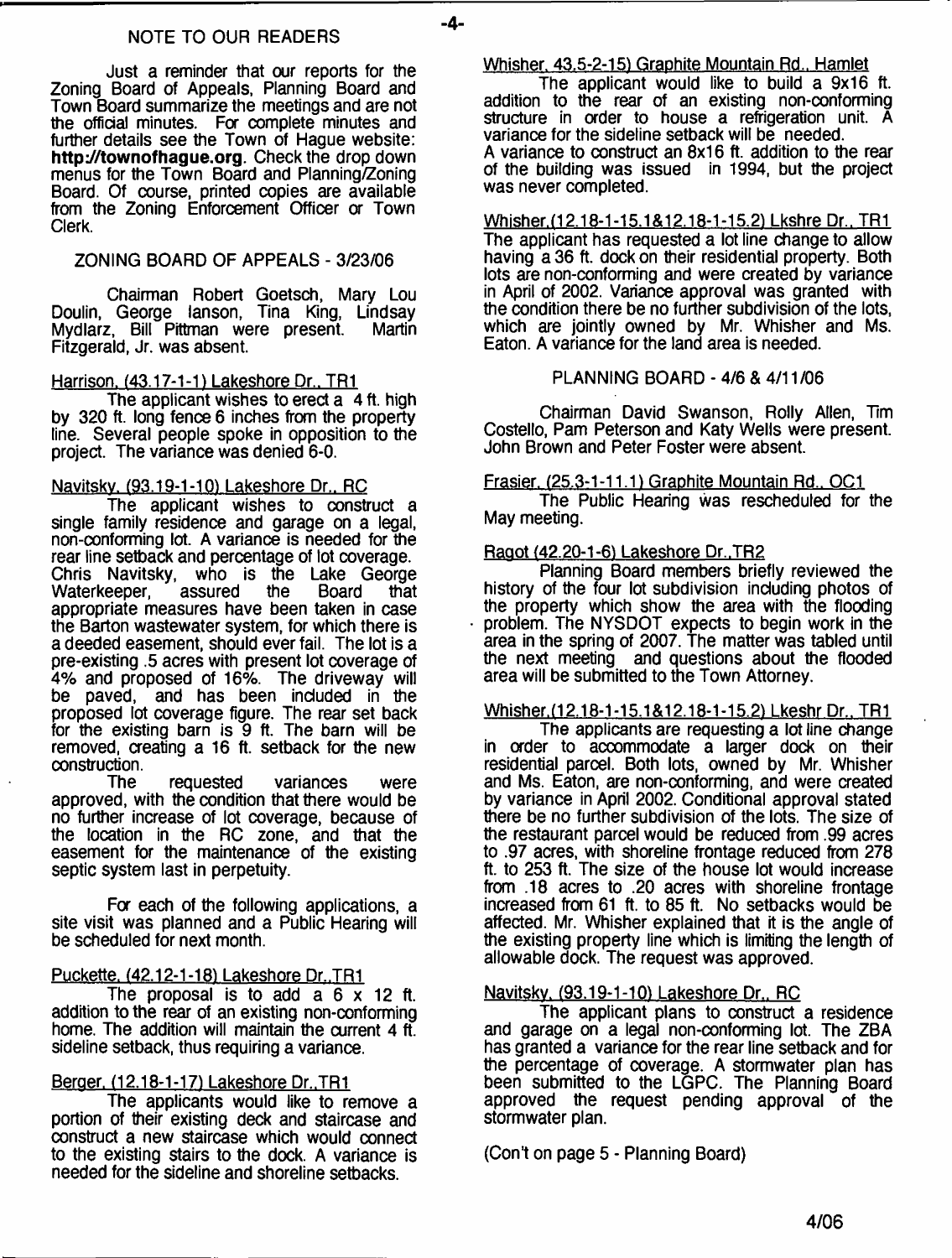## NOTE TO OUR READERS

Just a reminder that our reports for the Zoning Board of Appeals, Planning Board and Town Board summarize the meetings and are not the official minutes. For complete minutes and further details see the Town of Hague website: **http://townofhague.org**. Check the drop down menus for the Town Board and Planning/Zoning Board. Of course, printed copies are available from the Zoning Enforcement Officer or Town Clerk.

## ZONING BOARD OF APPEALS - 3/23/06

Chairman Robert Goetsch, Mary Lou Doulin, George Ianson, Tina King, Lindsay Mydlarz, Bill Pittman were present. Martin Fitzgerald, Jr. was absent.

Harrison, (43.17-1-1) Lakeshore Dr., TR1

The applicant wishes to erect a 4 ft. high by 320 ft. long fence 6 inches from the property line. Several people spoke in opposition to the project. The variance was denied 6-0.

Navitsky, (93.19-1-10) Lakeshore Dr., RC

The applicant wishes to construct a single family residence and garage on a legal, non-conforming lot. A variance is needed for the rear line setback and percentage of lot coverage. Chris Navitsky, who is the Lake George Waterkeeper, assured the Board that appropriate measures have been taken in case the Barton wastewater system, for which there is a deeded easement, should ever fail. The lot is a pre-existing .5 acres with present lot coverage of 4% and proposed of 16%. The driveway will be paved, and has been included in the proposed lot coverage figure. The rear set back for the existing barn is 9 ft. The barn will be removed, creating a 16 ft. setback for the new construction.

The requested variances were approved, with the condition that there would be no further increase of lot coverage, because of the location in the RC zone, and that the easement for the maintenance of the existing septic system last in perpetuity.

For each of the following applications, a site visit was planned and a Public Hearing will be scheduled for next month.

Puckette, (42.12-1-18) Lakeshore Dr.,TR1

The proposal is to add a 6 x 12 ft. addition to the rear of an existing non-conforming home. The addition will maintain the current 4 ft. sideline setback, thus requiring a variance.

Berger, (12.18-1-17) Lakeshore Dr.,TR1

The applicants would like to remove a portion of their existing deck and staircase and construct a new staircase which would connect to the existing stairs to the dock. A variance is needed for the sideline and shoreline setbacks.

Whisher, 43.5-2-15) Graphite Mountain Rd., Hamlet

The applicant would like to build a 9x16 ft. addition to the rear of an existing non-conforming structure in order to house a refrigeration unit. A variance for the sideline setback will be needed.
A variance to construct an 8x16 ft. addition to the rear of the building was issued in 1994, but the project was never completed.

Whisher,(12.18-1-15.1&12.18-1-15.2) Lkshre Dr., TR1

The applicant has requested a lot line change to allow having a 36 ft. dock on their residential property. Both lots are non-conforming and were created by variance in April of 2002. Variance approval was granted with the condition there be no further subdivision of the lots, which are jointly owned by Mr. Whisher and Ms. Eaton. A variance for the land area is needed.

## PLANNING BOARD - 4/6 & 4/11/06

Chairman David Swanson, Rolly Allen, Tim Costello, Pam Peterson and Katy Wells were present. John Brown and Peter Foster were absent.

Frasier, (25.3-1-11.1) Graphite Mountain Rd., OC1

The Public Hearing was rescheduled for the May meeting.

Ragot (42.20-1-6) Lakeshore Dr.,TR2

Planning Board members briefly reviewed the history of the four lot subdivision including photos of the property which show the area with the flooding problem. The NYSDOT expects to begin work in the area in the spring of 2007. The matter was tabled until the next meeting and questions about the flooded area will be submitted to the Town Attorney.

Whisher,(12.18-1-15.1&12.18-1-15.2) Lkeshr Dr., TR1

The applicants are requesting a lot line change in order to accommodate a larger dock on their residential parcel. Both lots, owned by Mr. Whisher and Ms. Eaton, are non-conforming, and were created by variance in April 2002. Conditional approval stated there be no further subdivision of the lots. The size of the restaurant parcel would be reduced from .99 acres to .97 acres, with shoreline frontage reduced from 278 ft. to 253 ft. The size of the house lot would increase from .18 acres to .20 acres with shoreline frontage increased from 61 ft. to 85 ft. No setbacks would be affected. Mr. Whisher explained that it is the angle of the existing property line which is limiting the length of allowable dock. The request was approved.

Navitsky, (93.19-1-10) Lakeshore Dr., RC

The applicant plans to construct a residence and garage on a legal non-conforming lot. The ZBA has granted a variance for the rear line setback and for the percentage of coverage. A stormwater plan has been submitted to the LGPC. The Planning Board approved the request pending approval of the stormwater plan.

(Con't on page 5 - Planning Board)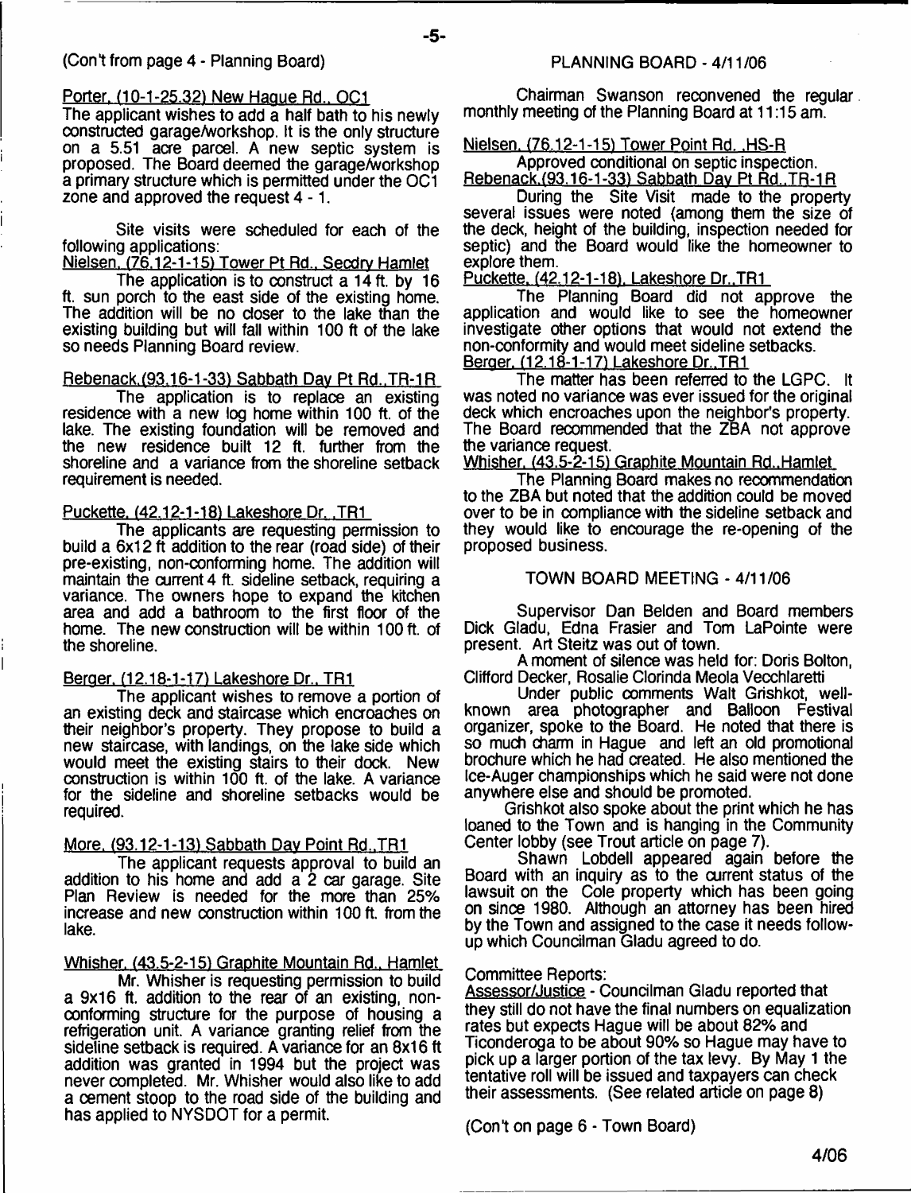(Con't from page 4 - Planning Board)

Porter, (10-1-25.32) New Hague Rd., OC1

The applicant wishes to add a half bath to his newly constructed garage/workshop. It is the only structure on a 5.51 acre parcel. A new septic system is proposed. The Board deemed the garage/workshop a primary structure which is permitted under the OC1 zone and approved the request 4 - 1.

Site visits were scheduled for each of the following applications:

Nielsen, (76.12-1-15) Tower Pt Rd., Secdry Hamlet

The application is to construct a 14 ft. by 16 ft. sun porch to the east side of the existing home. The addition will be no closer to the lake than the existing building but will fall within 100 ft of the lake so needs Planning Board review.

Rebenack,(93.16-1-33) Sabbath Day Pt Rd.,TR-1R

The application is to replace an existing residence with a new log home within 100 ft. of the lake. The existing foundation will be removed and the new residence built 12 ft. further from the shoreline and a variance from the shoreline setback requirement is needed.

Puckette, (42.12-1-18) Lakeshore Dr. ,TR1

The applicants are requesting permission to build a 6x12 ft addition to the rear (road side) of their pre-existing, non-conforming home. The addition will maintain the current 4 ft. sideline setback, requiring a variance. The owners hope to expand the kitchen area and add a bathroom to the first floor of the home. The new construction will be within 100 ft. of the shoreline.

Berger, (12.18-1-17) Lakeshore Dr., TR1

The applicant wishes to remove a portion of an existing deck and staircase which encroaches on their neighbor's property. They propose to build a new staircase, with landings, on the lake side which would meet the existing stairs to their dock. New construction is within 100 ft. of the lake. A variance for the sideline and shoreline setbacks would be required.

More, (93.12-1-13) Sabbath Day Point Rd.,TR1

The applicant requests approval to build an addition to his home and add a 2 car garage. Site Plan Review is needed for the more than 25% increase and new construction within 100 ft. from the lake.

Whisher, (43.5-2-15) Graphite Mountain Rd., Hamlet

Mr. Whisher is requesting permission to build a 9x16 ft. addition to the rear of an existing, non-conforming structure for the purpose of housing a refrigeration unit. A variance granting relief from the sideline setback is required. A variance for an 8x16 ft addition was granted in 1994 but the project was never completed. Mr. Whisher would also like to add a cement stoop to the road side of the building and has applied to NYSDOT for a permit.

## PLANNING BOARD - 4/11/06

Chairman Swanson reconvened the regular monthly meeting of the Planning Board at 11:15 am.

Nielsen, (76.12-1-15) Tower Point Rd. ,HS-R

Approved conditional on septic inspection.

Rebenack,(93.16-1-33) Sabbath Day Pt Rd.,TR-1R

During the Site Visit made to the property several issues were noted (among them the size of the deck, height of the building, inspection needed for septic) and the Board would like the homeowner to explore them.

Puckette, (42.12-1-18), Lakeshore Dr.,TR1

The Planning Board did not approve the application and would like to see the homeowner investigate other options that would not extend the non-conformity and would meet sideline setbacks.

Berger, (12.18-1-17) Lakeshore Dr.,TR1

The matter has been referred to the LGPC. It was noted no variance was ever issued for the original deck which encroaches upon the neighbor's property. The Board recommended that the ZBA not approve the variance request.

Whisher, (43.5-2-15) Graphite Mountain Rd.,Hamlet

The Planning Board makes no recommendation to the ZBA but noted that the addition could be moved over to be in compliance with the sideline setback and they would like to encourage the re-opening of the proposed business.

## TOWN BOARD MEETING - 4/11/06

Supervisor Dan Belden and Board members Dick Gladu, Edna Frasier and Tom LaPointe were present. Art Steitz was out of town.

A moment of silence was held for: Doris Bolton, Clifford Decker, Rosalie Clorinda Meola Vecchlaretti

Under public comments Walt Grishkot, well-known area photographer and Balloon Festival organizer, spoke to the Board. He noted that there is so much charm in Hague and left an old promotional brochure which he had created. He also mentioned the Ice-Auger championships which he said were not done anywhere else and should be promoted.

Grishkot also spoke about the print which he has loaned to the Town and is hanging in the Community Center lobby (see Trout article on page 7).

Shawn Lobdell appeared again before the Board with an inquiry as to the current status of the lawsuit on the Cole property which has been going on since 1980. Although an attorney has been hired by the Town and assigned to the case it needs follow-up which Councilman Gladu agreed to do.

Committee Reports:

Assessor/Justice - Councilman Gladu reported that they still do not have the final numbers on equalization rates but expects Hague will be about 82% and Ticonderoga to be about 90% so Hague may have to pick up a larger portion of the tax levy. By May 1 the tentative roll will be issued and taxpayers can check their assessments. (See related article on page 8)

(Con't on page 6 - Town Board)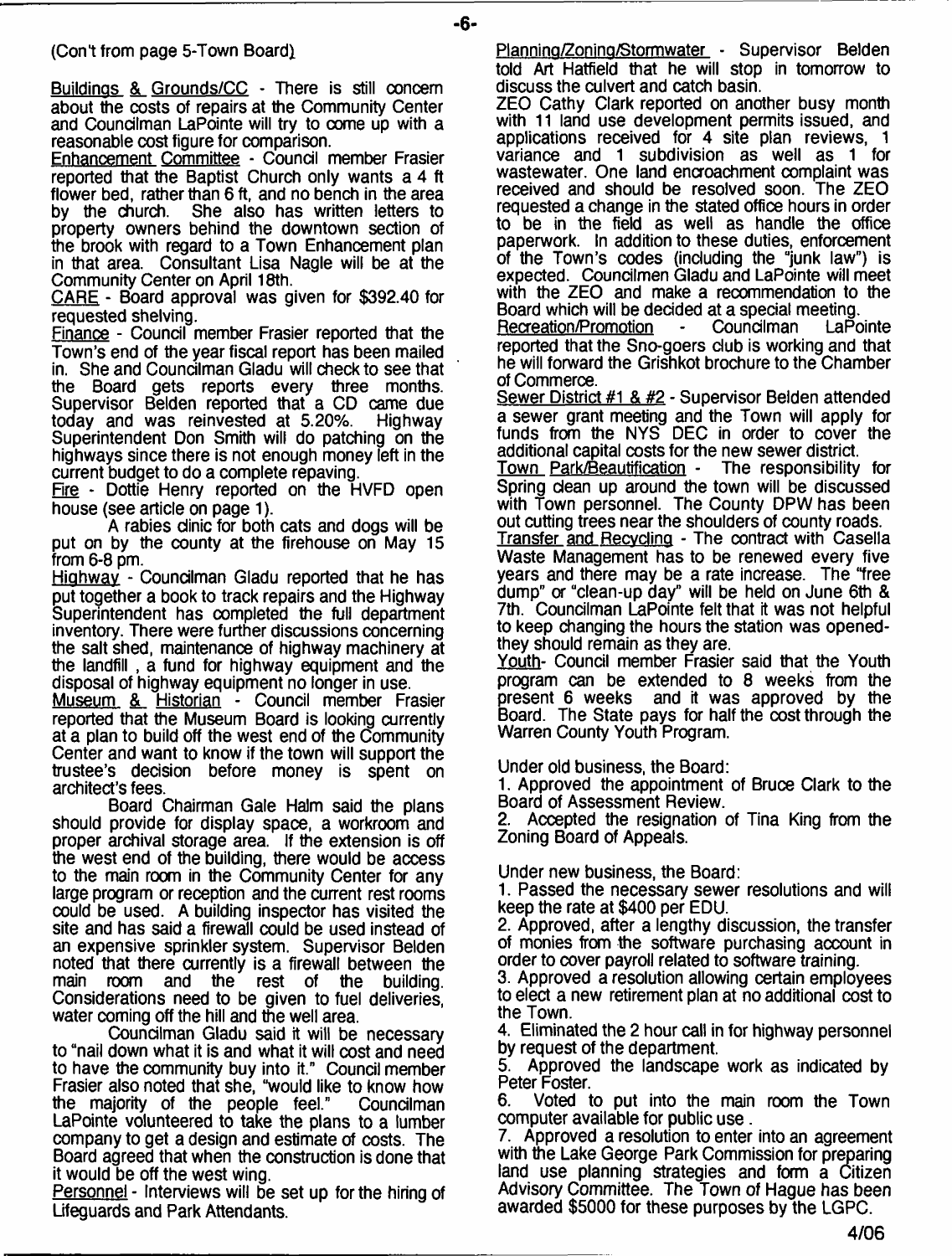(Con't from page 5-Town Board)

Buildings & Grounds/CC - There is still concern about the costs of repairs at the Community Center and Councilman LaPointe will try to come up with a reasonable cost figure for comparison.

Enhancement Committee - Council member Frasier reported that the Baptist Church only wants a 4 ft flower bed, rather than 6 ft, and no bench in the area by the church. She also has written letters to property owners behind the downtown section of the brook with regard to a Town Enhancement plan in that area. Consultant Lisa Nagle will be at the Community Center on April 18th.

CARE - Board approval was given for $392.40 for requested shelving.

Finance - Council member Frasier reported that the Town's end of the year fiscal report has been mailed in. She and Councilman Gladu will check to see that the Board gets reports every three months. Supervisor Belden reported that a CD came due today and was reinvested at 5.20%. Highway Superintendent Don Smith will do patching on the highways since there is not enough money left in the current budget to do a complete repaving.

Fire - Dottie Henry reported on the HVFD open house (see article on page 1).

A rabies clinic for both cats and dogs will be put on by the county at the firehouse on May 15 from 6-8 pm.

Highway - Councilman Gladu reported that he has put together a book to track repairs and the Highway Superintendent has completed the full department inventory. There were further discussions concerning the salt shed, maintenance of highway machinery at the landfill , a fund for highway equipment and the disposal of highway equipment no longer in use.

Museum & Historian - Council member Frasier reported that the Museum Board is looking currently at a plan to build off the west end of the Community Center and want to know if the town will support the trustee's decision before money is spent on architect's fees.

Board Chairman Gale Halm said the plans should provide for display space, a workroom and proper archival storage area. If the extension is off the west end of the building, there would be access to the main room in the Community Center for any large program or reception and the current rest rooms could be used. A building inspector has visited the site and has said a firewall could be used instead of an expensive sprinkler system. Supervisor Belden noted that there currently is a firewall between the main room and the rest of the building. Considerations need to be given to fuel deliveries, water coming off the hill and the well area.

Councilman Gladu said it will be necessary to "nail down what it is and what it will cost and need to have the community buy into it." Council member Frasier also noted that she, "would like to know how the majority of the people feel." Councilman LaPointe volunteered to take the plans to a lumber company to get a design and estimate of costs. The Board agreed that when the construction is done that it would be off the west wing.

Personnel - Interviews will be set up for the hiring of Lifeguards and Park Attendants.

Planning/Zoning/Stormwater - Supervisor Belden told Art Hatfield that he will stop in tomorrow to discuss the culvert and catch basin.

ZEO Cathy Clark reported on another busy month with 11 land use development permits issued, and applications received for 4 site plan reviews, 1 variance and 1 subdivision as well as 1 for wastewater. One land encroachment complaint was received and should be resolved soon. The ZEO requested a change in the stated office hours in order to be in the field as well as handle the office paperwork. In addition to these duties, enforcement of the Town's codes (including the "junk law") is expected. Councilmen Gladu and LaPointe will meet with the ZEO and make a recommendation to the Board which will be decided at a special meeting.

Recreation/Promotion - Councilman LaPointe reported that the Sno-goers club is working and that he will forward the Grishkot brochure to the Chamber of Commerce.

Sewer District #1 & #2 - Supervisor Belden attended a sewer grant meeting and the Town will apply for funds from the NYS DEC in order to cover the additional capital costs for the new sewer district.

Town Park/Beautification - The responsibility for Spring clean up around the town will be discussed with Town personnel. The County DPW has been out cutting trees near the shoulders of county roads.

Transfer and Recycling - The contract with Casella Waste Management has to be renewed every five years and there may be a rate increase. The "free dump" or "clean-up day" will be held on June 6th & 7th. Councilman LaPointe felt that it was not helpful to keep changing the hours the station was opened- they should remain as they are.

Youth- Council member Frasier said that the Youth program can be extended to 8 weeks from the present 6 weeks and it was approved by the Board. The State pays for half the cost through the Warren County Youth Program.

Under old business, the Board:

1. Approved the appointment of Bruce Clark to the Board of Assessment Review.
2. Accepted the resignation of Tina King from the Zoning Board of Appeals.

Under new business, the Board:

1. Passed the necessary sewer resolutions and will keep the rate at $400 per EDU.
2. Approved, after a lengthy discussion, the transfer of monies from the software purchasing account in order to cover payroll related to software training.
3. Approved a resolution allowing certain employees to elect a new retirement plan at no additional cost to the Town.
4. Eliminated the 2 hour call in for highway personnel by request of the department.
5. Approved the landscape work as indicated by Peter Foster.
6. Voted to put into the main room the Town computer available for public use .
7. Approved a resolution to enter into an agreement with the Lake George Park Commission for preparing land use planning strategies and form a Citizen Advisory Committee. The Town of Hague has been awarded $5000 for these purposes by the LGPC.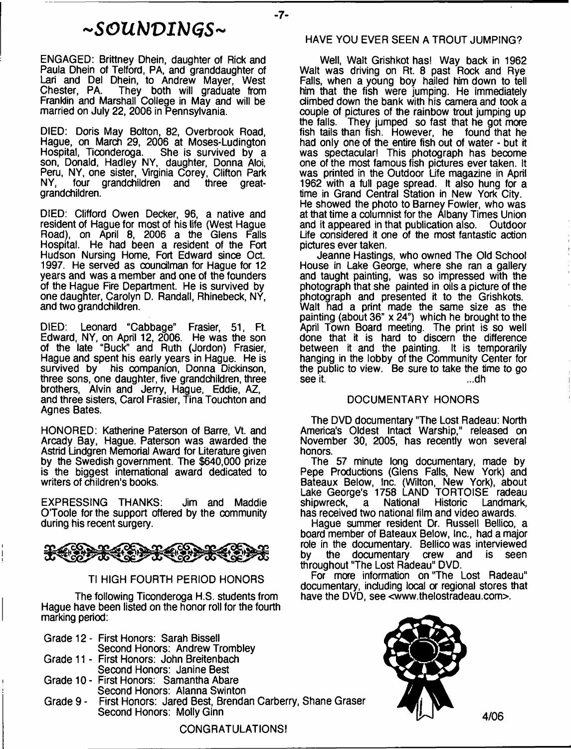# ~SOUNDINGS~

ENGAGED: Brittney Dhein, daughter of Rick and Paula Dhein of Telford, PA, and granddaughter of Lari and Del Dhein, to Andrew Mayer, West Chester, PA. They both will graduate from Franklin and Marshall College in May and will be married on July 22, 2006 in Pennsylvania.

DIED: Doris May Bolton, 82, Overbrook Road, Hague, on March 29, 2006 at Moses-Ludington Hospital, Ticonderoga. She is survived by a son, Donald, Hadley NY, daughter, Donna Aloi, Peru, NY, one sister, Virginia Corey, Clifton Park NY, four grandchildren and three great-grandchildren.

DIED: Clifford Owen Decker, 96, a native and resident of Hague for most of his life (West Hague Road), on April 8, 2006 a the Glens Falls Hospital. He had been a resident of the Fort Hudson Nursing Home, Fort Edward since Oct. 1997. He served as councilman for Hague for 12 years and was a member and one of the founders of the Hague Fire Department. He is survived by one daughter, Carolyn D. Randall, Rhinebeck, NY, and two grandchildren.

DIED: Leonard "Cabbage" Frasier, 51, Ft. Edward, NY, on April 12, 2006. He was the son of the late "Buck" and Ruth (Jordon) Frasier, Hague and spent his early years in Hague. He is survived by his companion, Donna Dickinson, three sons, one daughter, five grandchildren, three brothers, Alvin and Jerry, Hague, Eddie, AZ, and three sisters, Carol Frasier, Tina Touchton and Agnes Bates.

HONORED: Katherine Paterson of Barre, Vt. and Arcady Bay, Hague. Paterson was awarded the Astrid Lindgren Memorial Award for Literature given by the Swedish government. The $640,000 prize is the biggest international award dedicated to writers of children's books.

EXPRESSING THANKS: Jim and Maddie O'Toole for the support offered by the community during his recent surgery.

## TI HIGH FOURTH PERIOD HONORS

The following Ticonderoga H.S. students from Hague have been listed on the honor roll for the fourth marking period:

- Grade 12 - First Honors: Sarah Bissell
  Second Honors: Andrew Trombley
- Grade 11 - First Honors: John Breitenbach
  Second Honors: Janine Best
- Grade 10 - First Honors: Samantha Abare
  Second Honors: Alanna Swinton
- Grade 9 - First Honors: Jared Best, Brendan Carberry, Shane Graser
  Second Honors: Molly Ginn

CONGRATULATIONS!

## HAVE YOU EVER SEEN A TROUT JUMPING?

Well, Walt Grishkot has! Way back in 1962 Walt was driving on Rt. 8 past Rock and Rye Falls, when a young boy hailed him down to tell him that the fish were jumping. He immediately climbed down the bank with his camera and took a couple of pictures of the rainbow trout jumping up the falls. They jumped so fast that he got more fish tails than fish. However, he found that he had only one of the entire fish out of water - but it was spectacular! This photograph has become one of the most famous fish pictures ever taken. It was printed in the Outdoor Life magazine in April 1962 with a full page spread. It also hung for a time in Grand Central Station in New York City. He showed the photo to Barney Fowler, who was at that time a columnist for the Albany Times Union and it appeared in that publication also. Outdoor Life considered it one of the most fantastic action pictures ever taken.

Jeanne Hastings, who owned The Old School House in Lake George, where she ran a gallery and taught painting, was so impressed with the photograph that she painted in oils a picture of the photograph and presented it to the Grishkots. Walt had a print made the same size as the painting (about 36" x 24") which he brought to the April Town Board meeting. The print is so well done that it is hard to discern the difference between it and the painting. It is temporarily hanging in the lobby of the Community Center for the public to view. Be sure to take the time to go see it. ...dh

## DOCUMENTARY HONORS

The DVD documentary "The Lost Radeau: North America's Oldest Intact Warship," released on November 30, 2005, has recently won several honors.

The 57 minute long documentary, made by Pepe Productions (Glens Falls, New York) and Bateaux Below, Inc. (Wilton, New York), about Lake George's 1758 LAND TORTOISE radeau shipwreck, a National Historic Landmark, has received two national film and video awards.

Hague summer resident Dr. Russell Bellico, a board member of Bateaux Below, Inc., had a major role in the documentary. Bellico was interviewed by the documentary crew and is seen throughout "The Lost Radeau" DVD.

For more information on "The Lost Radeau" documentary, including local or regional stores that have the DVD, see <www.thelostradeau.com>.

4/06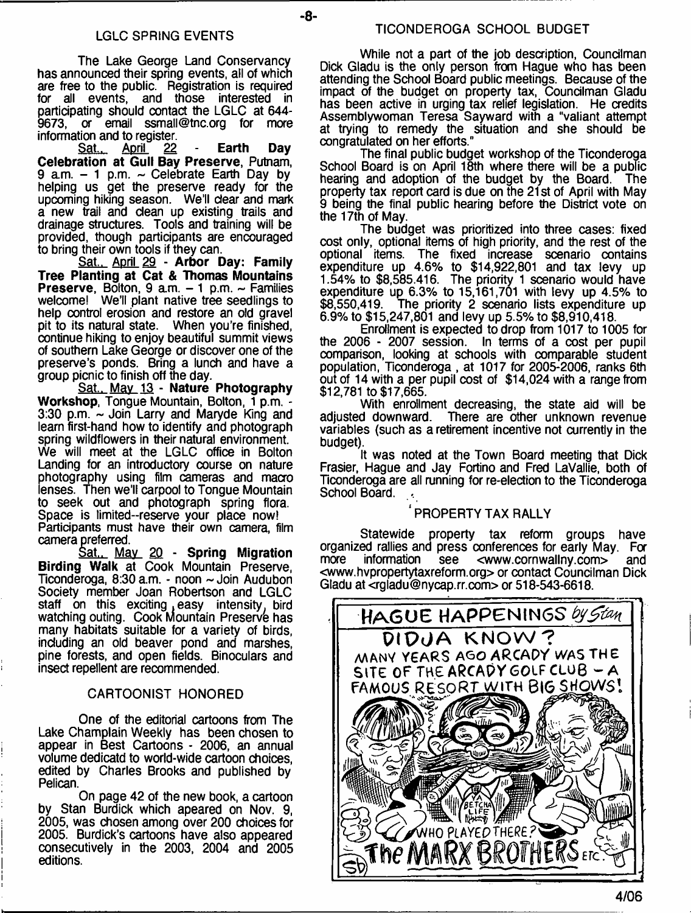## LGLC SPRING EVENTS

The Lake George Land Conservancy has announced their spring events, all of which are free to the public. Registration is required for all events, and those interested in participating should contact the LGLC at 644-9673, or email ssmall@tnc.org for more information and to register.

Sat., April 22 - **Earth Day Celebration at Gull Bay Preserve**, Putnam, 9 a.m. – 1 p.m. ~ Celebrate Earth Day by helping us get the preserve ready for the upcoming hiking season. We'll clear and mark a new trail and clean up existing trails and drainage structures. Tools and training will be provided, though participants are encouraged to bring their own tools if they can.

Sat., April 29 - **Arbor Day: Family Tree Planting at Cat & Thomas Mountains Preserve**, Bolton, 9 a.m. – 1 p.m. ~ Families welcome! We'll plant native tree seedlings to help control erosion and restore an old gravel pit to its natural state. When you're finished, continue hiking to enjoy beautiful summit views of southern Lake George or discover one of the preserve's ponds. Bring a lunch and have a group picnic to finish off the day.

Sat., May 13 - **Nature Photography Workshop**, Tongue Mountain, Bolton, 1 p.m. - 3:30 p.m. ~ Join Larry and Maryde King and learn first-hand how to identify and photograph spring wildflowers in their natural environment. We will meet at the LGLC office in Bolton Landing for an introductory course on nature photography using film cameras and macro lenses. Then we'll carpool to Tongue Mountain to seek out and photograph spring flora. Space is limited--reserve your place now! Participants must have their own camera, film camera preferred.

Sat., May 20 - **Spring Migration Birding Walk** at Cook Mountain Preserve, Ticonderoga, 8:30 a.m. - noon ~ Join Audubon Society member Joan Robertson and LGLC staff on this exciting, easy intensity, bird watching outing. Cook Mountain Preserve has many habitats suitable for a variety of birds, including an old beaver pond and marshes, pine forests, and open fields. Binoculars and insect repellent are recommended.

## CARTOONIST HONORED

One of the editorial cartoons from The Lake Champlain Weekly has been chosen to appear in Best Cartoons - 2006, an annual volume dedicatd to world-wide cartoon choices, edited by Charles Brooks and published by Pelican.

On page 42 of the new book, a cartoon by Stan Burdick which apeared on Nov. 9, 2005, was chosen among over 200 choices for 2005. Burdick's cartoons have also appeared consecutively in the 2003, 2004 and 2005 editions.

## TICONDEROGA SCHOOL BUDGET

While not a part of the job description, Councilman Dick Gladu is the only person from Hague who has been attending the School Board public meetings. Because of the impact of the budget on property tax, Councilman Gladu has been active in urging tax relief legislation. He credits Assemblywoman Teresa Sayward with a "valiant attempt at trying to remedy the situation and she should be congratulated on her efforts."

The final public budget workshop of the Ticonderoga School Board is on April 18th where there will be a public hearing and adoption of the budget by the Board. The property tax report card is due on the 21st of April with May 9 being the final public hearing before the District vote on the 17th of May.

The budget was prioritized into three cases: fixed cost only, optional items of high priority, and the rest of the optional items. The fixed increase scenario contains expenditure up 4.6% to $14,922,801 and tax levy up 1.54% to $8,585.416. The priority 1 scenario would have expenditure up 6.3% to 15,161,701 with levy up 4.5% to $8,550,419. The priority 2 scenario lists expenditure up 6.9% to $15,247,801 and levy up 5.5% to $8,910,418.

Enrollment is expected to drop from 1017 to 1005 for the 2006 - 2007 session. In terms of a cost per pupil comparison, looking at schools with comparable student population, Ticonderoga, at 1017 for 2005-2006, ranks 6th out of 14 with a per pupil cost of $14,024 with a range from $12,781 to $17,665.

With enrollment decreasing, the state aid will be adjusted downward. There are other unknown revenue variables (such as a retirement incentive not currently in the budget).

It was noted at the Town Board meeting that Dick Frasier, Hague and Jay Fortino and Fred LaVallie, both of Ticonderoga are all running for re-election to the Ticonderoga School Board.

## PROPERTY TAX RALLY

Statewide property tax reform groups have organized rallies and press conferences for early May. For more information see <www.cornwallny.com> and <www.hvpropertytaxreform.org> or contact Councilman Dick Gladu at <rgladu@nycap.rr.com> or 518-543-6618.

HAGUE HAPPENINGS by Stan

DIDJA KNOW? MANY YEARS AGO ARCADY WAS THE SITE OF THE ARCADY GOLF CLUB – A FAMOUS RESORT WITH BIG SHOWS! WHO PLAYED THERE? The MARX BROTHERS ETC.

4/06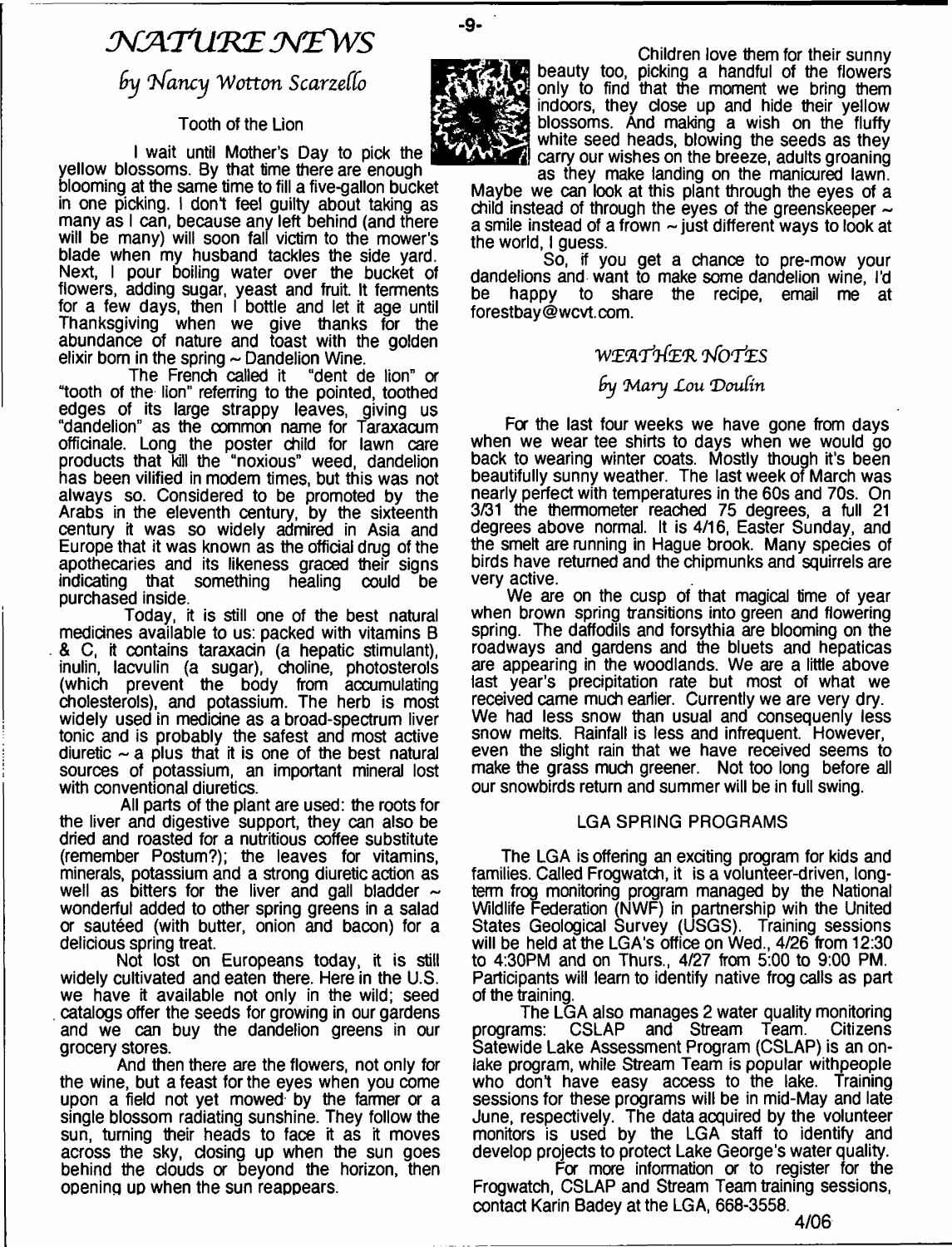# NATURE NEWS

*by Nancy Wotton Scarzello*

### Tooth of the Lion

I wait until Mother's Day to pick the yellow blossoms. By that time there are enough blooming at the same time to fill a five-gallon bucket in one picking. I don't feel guilty about taking as many as I can, because any left behind (and there will be many) will soon fall victim to the mower's blade when my husband tackles the side yard. Next, I pour boiling water over the bucket of flowers, adding sugar, yeast and fruit. It ferments for a few days, then I bottle and let it age until Thanksgiving when we give thanks for the abundance of nature and toast with the golden elixir born in the spring ~ Dandelion Wine.

The French called it "dent de lion" or "tooth of the lion" referring to the pointed, toothed edges of its large strappy leaves, giving us "dandelion" as the common name for Taraxacum officinale. Long the poster child for lawn care products that kill the "noxious" weed, dandelion has been vilified in modern times, but this was not always so. Considered to be promoted by the Arabs in the eleventh century, by the sixteenth century it was so widely admired in Asia and Europe that it was known as the official drug of the apothecaries and its likeness graced their signs indicating that something healing could be purchased inside.

Today, it is still one of the best natural medicines available to us: packed with vitamins B & C, it contains taraxacin (a hepatic stimulant), inulin, lacvulin (a sugar), choline, photosterols (which prevent the body from accumulating cholesterols), and potassium. The herb is most widely used in medicine as a broad-spectrum liver tonic and is probably the safest and most active diuretic ~ a plus that it is one of the best natural sources of potassium, an important mineral lost with conventional diuretics.

All parts of the plant are used: the roots for the liver and digestive support, they can also be dried and roasted for a nutritious coffee substitute (remember Postum?); the leaves for vitamins, minerals, potassium and a strong diuretic action as well as bitters for the liver and gall bladder ~ wonderful added to other spring greens in a salad or sautéed (with butter, onion and bacon) for a delicious spring treat.

Not lost on Europeans today, it is still widely cultivated and eaten there. Here in the U.S. we have it available not only in the wild; seed catalogs offer the seeds for growing in our gardens and we can buy the dandelion greens in our grocery stores.

And then there are the flowers, not only for the wine, but a feast for the eyes when you come upon a field not yet mowed by the farmer or a single blossom radiating sunshine. They follow the sun, turning their heads to face it as it moves across the sky, closing up when the sun goes behind the clouds or beyond the horizon, then opening up when the sun reappears.

Children love them for their sunny beauty too, picking a handful of the flowers only to find that the moment we bring them indoors, they close up and hide their yellow blossoms. And making a wish on the fluffy white seed heads, blowing the seeds as they carry our wishes on the breeze, adults groaning as they make landing on the manicured lawn. Maybe we can look at this plant through the eyes of a child instead of through the eyes of the greenskeeper ~ a smile instead of a frown ~ just different ways to look at the world, I guess.

So, if you get a chance to pre-mow your dandelions and want to make some dandelion wine, I'd be happy to share the recipe, email me at forestbay@wcvt.com.

# WEATHER NOTES

*by Mary Lou Doulin*

For the last four weeks we have gone from days when we wear tee shirts to days when we would go back to wearing winter coats. Mostly though it's been beautifully sunny weather. The last week of March was nearly perfect with temperatures in the 60s and 70s. On 3/31 the thermometer reached 75 degrees, a full 21 degrees above normal. It is 4/16, Easter Sunday, and the smelt are running in Hague brook. Many species of birds have returned and the chipmunks and squirrels are very active.

We are on the cusp of that magical time of year when brown spring transitions into green and flowering spring. The daffodils and forsythia are blooming on the roadways and gardens and the bluets and hepaticas are appearing in the woodlands. We are a little above last year's precipitation rate but most of what we received came much earlier. Currently we are very dry. We had less snow than usual and consequenly less snow melts. Rainfall is less and infrequent. However, even the slight rain that we have received seems to make the grass much greener. Not too long before all our snowbirds return and summer will be in full swing.

## LGA SPRING PROGRAMS

The LGA is offering an exciting program for kids and families. Called Frogwatch, it is a volunteer-driven, long-term frog monitoring program managed by the National Wildlife Federation (NWF) in partnership wih the United States Geological Survey (USGS). Training sessions will be held at the LGA's office on Wed., 4/26 from 12:30 to 4:30PM and on Thurs., 4/27 from 5:00 to 9:00 PM. Participants will learn to identify native frog calls as part of the training.

The LGA also manages 2 water quality monitoring programs: CSLAP and Stream Team. Citizens Satewide Lake Assessment Program (CSLAP) is an on-lake program, while Stream Team is popular withpeople who don't have easy access to the lake. Training sessions for these programs will be in mid-May and late June, respectively. The data acquired by the volunteer monitors is used by the LGA staff to identify and develop projects to protect Lake George's water quality.

For more information or to register for the Frogwatch, CSLAP and Stream Team training sessions, contact Karin Badey at the LGA, 668-3558.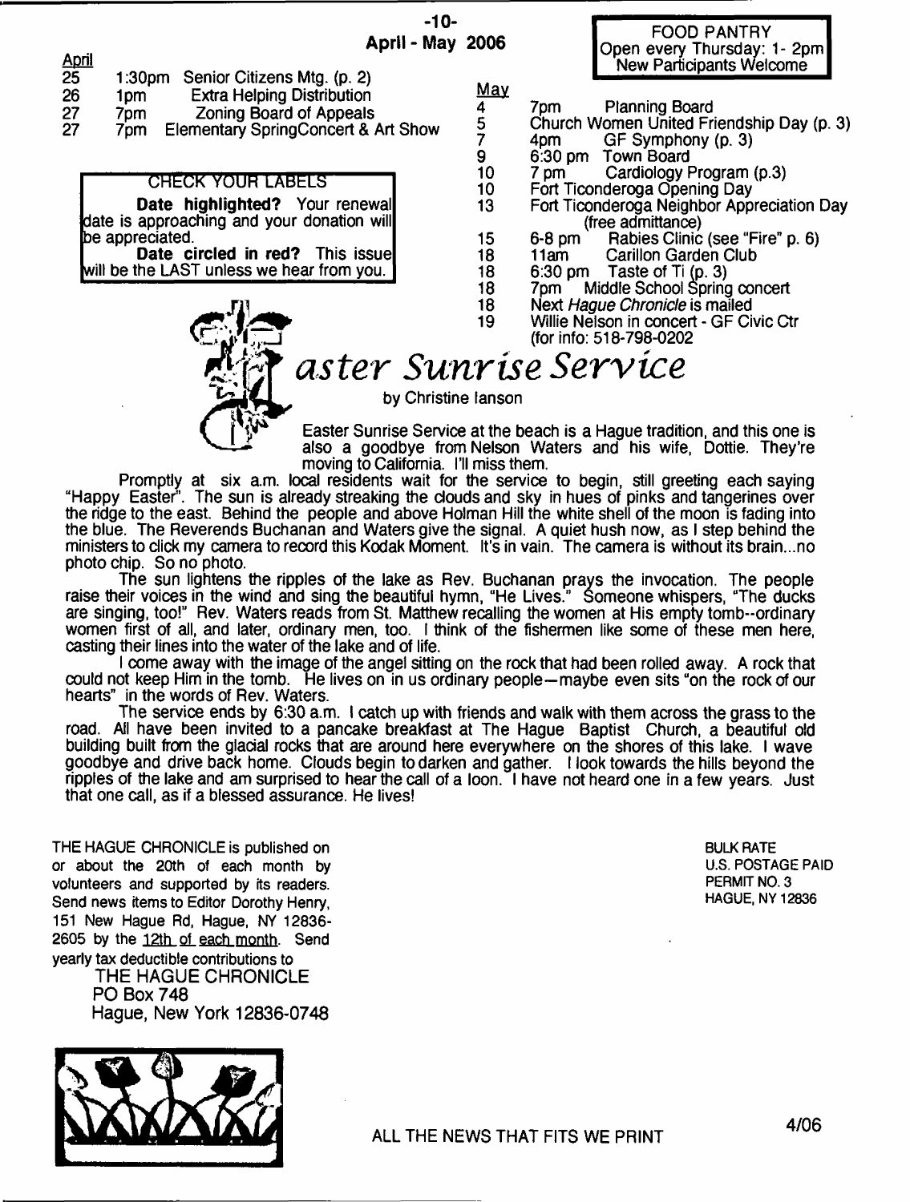## April - May 2006

**April**

| | | |
|---|---|---|
| 25 | 1:30pm | Senior Citizens Mtg. (p. 2) |
| 26 | 1pm | Extra Helping Distribution |
| 27 | 7pm | Zoning Board of Appeals |
| 27 | 7pm | Elementary SpringConcert & Art Show |

**FOOD PANTRY**
Open every Thursday: 1- 2pm
New Participants Welcome

**May**

| | | |
|---|---|---|
| 4 | 7pm | Planning Board |
| 5 | | Church Women United Friendship Day (p. 3) |
| 7 | 4pm | GF Symphony (p. 3) |
| 9 | 6:30 pm | Town Board |
| 10 | 7 pm | Cardiology Program (p.3) |
| 10 | | Fort Ticonderoga Opening Day |
| 13 | | Fort Ticonderoga Neighbor Appreciation Day (free admittance) |
| 15 | 6-8 pm | Rabies Clinic (see "Fire" p. 6) |
| 18 | 11am | Carillon Garden Club |
| 18 | 6:30 pm | Taste of Ti (p. 3) |
| 18 | 7pm | Middle School Spring concert |
| 18 | | Next *Hague Chronicle* is mailed |
| 19 | | Willie Nelson in concert - GF Civic Ctr (for info: 518-798-0202 |

**CHECK YOUR LABELS**

**Date highlighted?** Your renewal date is approaching and your donation will be appreciated.

**Date circled in red?** This issue will be the LAST unless we hear from you.

# Easter Sunrise Service

by Christine Ianson

Easter Sunrise Service at the beach is a Hague tradition, and this one is also a goodbye from Nelson Waters and his wife, Dottie. They're moving to California. I'll miss them.

Promptly at six a.m. local residents wait for the service to begin, still greeting each saying "Happy Easter". The sun is already streaking the clouds and sky in hues of pinks and tangerines over the ridge to the east. Behind the people and above Holman Hill the white shell of the moon is fading into the blue. The Reverends Buchanan and Waters give the signal. A quiet hush now, as I step behind the ministers to click my camera to record this Kodak Moment. It's in vain. The camera is without its brain...no photo chip. So no photo.

The sun lightens the ripples of the lake as Rev. Buchanan prays the invocation. The people raise their voices in the wind and sing the beautiful hymn, "He Lives." Someone whispers, "The ducks are singing, too!" Rev. Waters reads from St. Matthew recalling the women at His empty tomb--ordinary women first of all, and later, ordinary men, too. I think of the fishermen like some of these men here, casting their lines into the water of the lake and of life.

I come away with the image of the angel sitting on the rock that had been rolled away. A rock that could not keep Him in the tomb. He lives on in us ordinary people—maybe even sits "on the rock of our hearts" in the words of Rev. Waters.

The service ends by 6:30 a.m. I catch up with friends and walk with them across the grass to the road. All have been invited to a pancake breakfast at The Hague Baptist Church, a beautiful old building built from the glacial rocks that are around here everywhere on the shores of this lake. I wave goodbye and drive back home. Clouds begin to darken and gather. I look towards the hills beyond the ripples of the lake and am surprised to hear the call of a loon. I have not heard one in a few years. Just that one call, as if a blessed assurance. He lives!

THE HAGUE CHRONICLE is published on or about the 20th of each month by volunteers and supported by its readers. Send news items to Editor Dorothy Henry, 151 New Hague Rd, Hague, NY 12836-2605 by the 12th of each month. Send yearly tax deductible contributions to

THE HAGUE CHRONICLE
PO Box 748
Hague, New York 12836-0748

BULK RATE
U.S. POSTAGE PAID
PERMIT NO. 3
HAGUE, NY 12836

ALL THE NEWS THAT FITS WE PRINT

4/06